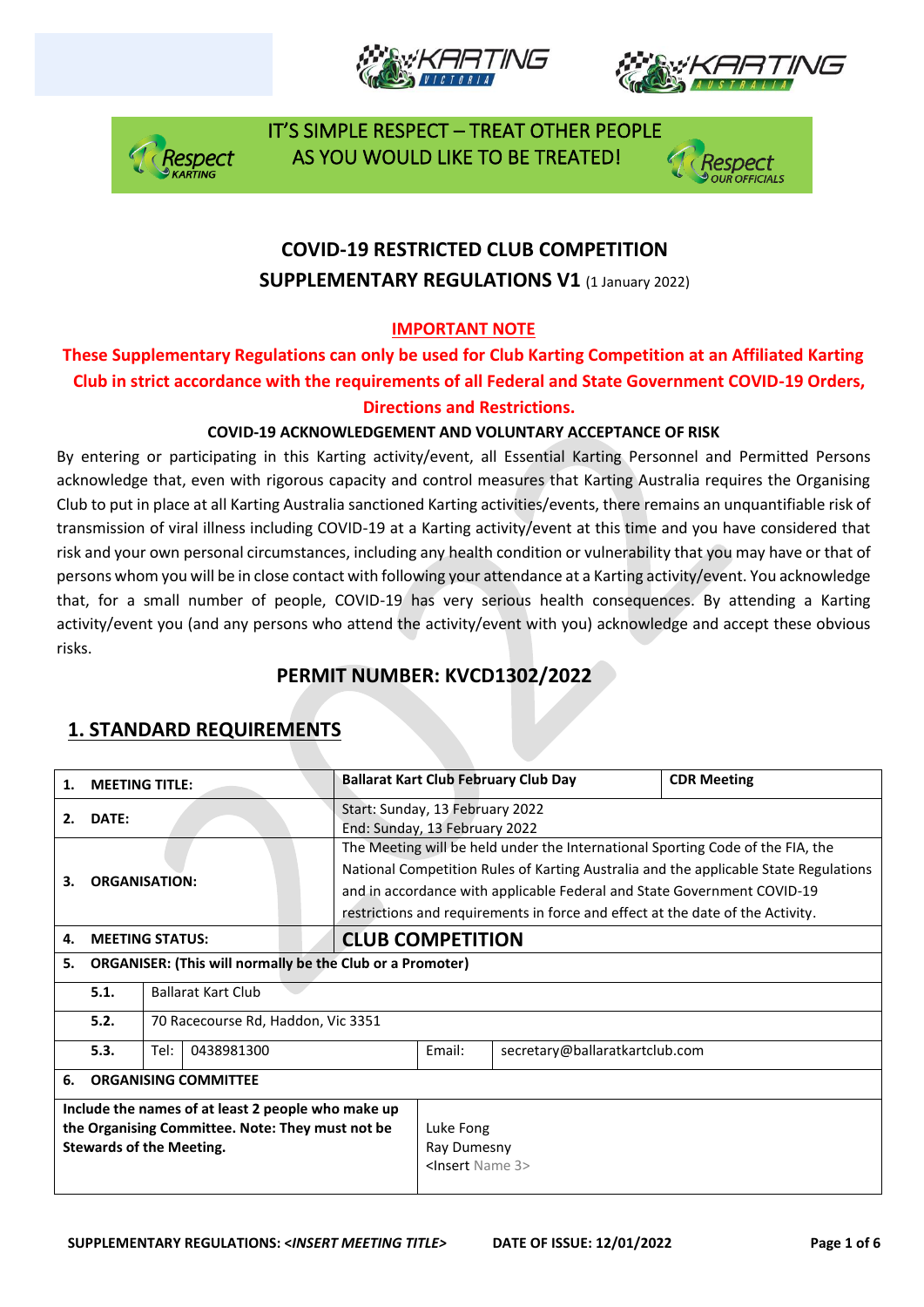IT'S SIMPLE RESPECT – TREAT OTHER PEOPLE AS YOU WOULD LIKE TO BE TREATED!

# COVID-19 RESTRICTED CLUB COMPETITION SUPPLEMENTARY REGULATIONS V1 (1 January 2022)

**IMPORTANT NOTE**

**These Supplementary Regulations can only be used for Club Karting Competition at an Affiliated Karting Club in strict accordance with the requirements of all Federal and State Government COVID-19 Orders, Directions and Restrictions.**

**COVID-19 ACKNOWLEDGEMENT AND VOLUNTARY ACCEPTANCE OF RISK**

By entering or participating in this Karting activity/event, all Essential Karting Personnel and Permitted Persons acknowledge that, even with rigorous capacity and control measures that Karting Australia requires the Organising Club to put in place at all Karting Australia sanctioned Karting activities/events, there remains an unquantifiable risk of transmission of viral illness including COVID-19 at a Karting activity/event at this time and you have considered that risk and your own personal circumstances, including any health condition or vulnerability that you may have or that of persons whom you will be in close contact with following your attendance at a Karting activity/event. You acknowledge that, for a small number of people, COVID-19 has very serious health consequences. By attending a Karting activity/event you (and any persons who attend the activity/event with you) acknowledge and accept these obvious risks.

## PERMIT NUMBER: KVCD1302/2022

## 1. STANDARD REQUIREMENTS

| | | | | |
|---|---|---|---|---|
| **1.** | **MEETING TITLE:** | | **Ballarat Kart Club February Club Day** | **CDR Meeting** |
| **2.** | **DATE:** | | Start: Sunday, 13 February 2022<br>End: Sunday, 13 February 2022 | |
| **3.** | **ORGANISATION:** | | The Meeting will be held under the International Sporting Code of the FIA, the National Competition Rules of Karting Australia and the applicable State Regulations and in accordance with applicable Federal and State Government COVID-19 restrictions and requirements in force and effect at the date of the Activity. | |
| **4.** | **MEETING STATUS:** | | **CLUB COMPETITION** | |
| **5.** | **ORGANISER: (This will normally be the Club or a Promoter)** | | | |
| | **5.1.** | Ballarat Kart Club | | |
| | **5.2.** | 70 Racecourse Rd, Haddon, Vic 3351 | | |
| | **5.3.** | Tel: 0438981300 | Email: | secretary@ballaratkartclub.com |
| **6.** | **ORGANISING COMMITTEE** | | | |
| **Include the names of at least 2 people who make up the Organising Committee. Note: They must not be Stewards of the Meeting.** | | | Luke Fong<br>Ray Dumesny<br><Insert Name 3> | |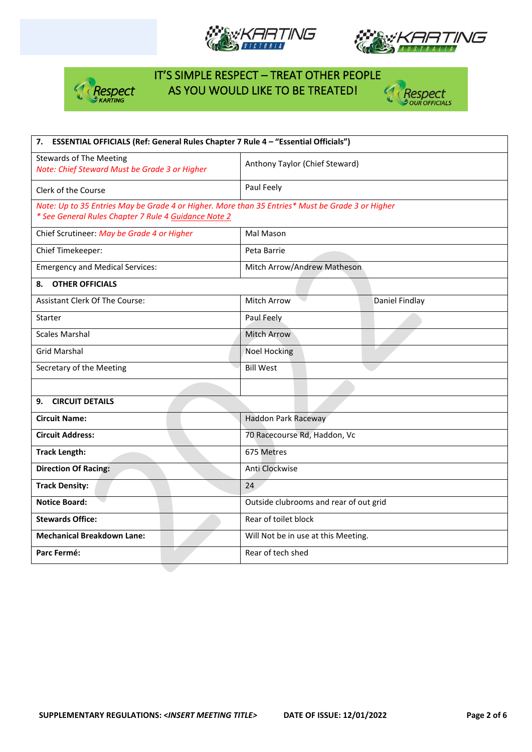IT'S SIMPLE RESPECT – TREAT OTHER PEOPLE AS YOU WOULD LIKE TO BE TREATED!

| **7. ESSENTIAL OFFICIALS (Ref: General Rules Chapter 7 Rule 4 – "Essential Officials")** | | |
|---|---|---|
| Stewards of The Meeting<br>*Note: Chief Steward Must be Grade 3 or Higher* | Anthony Taylor (Chief Steward) | |
| Clerk of the Course | Paul Feely | |
| *Note: Up to 35 Entries May be Grade 4 or Higher. More than 35 Entries* Must be Grade 3 or Higher*<br>*\* See General Rules Chapter 7 Rule 4 Guidance Note 2* | | |
| Chief Scrutineer: *May be Grade 4 or Higher* | Mal Mason | |
| Chief Timekeeper: | Peta Barrie | |
| Emergency and Medical Services: | Mitch Arrow/Andrew Matheson | |
| **8. OTHER OFFICIALS** | | |
| Assistant Clerk Of The Course: | Mitch Arrow | Daniel Findlay |
| Starter | Paul Feely | |
| Scales Marshal | Mitch Arrow | |
| Grid Marshal | Noel Hocking | |
| Secretary of the Meeting | Bill West | |
| | | |
| **9. CIRCUIT DETAILS** | | |
| **Circuit Name:** | Haddon Park Raceway | |
| **Circuit Address:** | 70 Racecourse Rd, Haddon, Vc | |
| **Track Length:** | 675 Metres | |
| **Direction Of Racing:** | Anti Clockwise | |
| **Track Density:** | 24 | |
| **Notice Board:** | Outside clubrooms and rear of out grid | |
| **Stewards Office:** | Rear of toilet block | |
| **Mechanical Breakdown Lane:** | Will Not be in use at this Meeting. | |
| **Parc Fermé:** | Rear of tech shed | |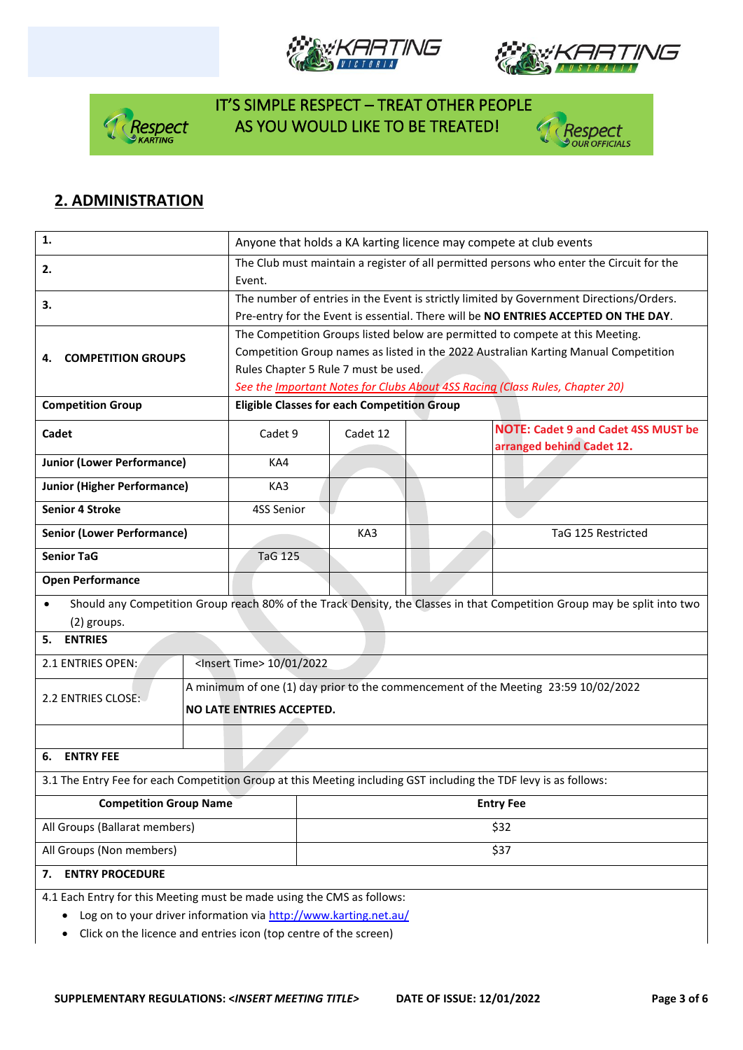IT'S SIMPLE RESPECT – TREAT OTHER PEOPLE AS YOU WOULD LIKE TO BE TREATED!

## 2. ADMINISTRATION

| | | | | |
|---|---|---|---|---|
| **1.** | Anyone that holds a KA karting licence may compete at club events | | | |
| **2.** | The Club must maintain a register of all permitted persons who enter the Circuit for the Event. | | | |
| **3.** | The number of entries in the Event is strictly limited by Government Directions/Orders. Pre-entry for the Event is essential. There will be **NO ENTRIES ACCEPTED ON THE DAY**. | | | |
| **4. COMPETITION GROUPS** | The Competition Groups listed below are permitted to compete at this Meeting. Competition Group names as listed in the 2022 Australian Karting Manual Competition Rules Chapter 5 Rule 7 must be used. *See the Important Notes for Clubs About 4SS Racing (Class Rules, Chapter 20)* | | | |
| **Competition Group** | **Eligible Classes for each Competition Group** | | | |
| **Cadet** | Cadet 9 | Cadet 12 | | **NOTE: Cadet 9 and Cadet 4SS MUST be arranged behind Cadet 12.** |
| **Junior (Lower Performance)** | KA4 | | | |
| **Junior (Higher Performance)** | KA3 | | | |
| **Senior 4 Stroke** | 4SS Senior | | | |
| **Senior (Lower Performance)** | | KA3 | | TaG 125 Restricted |
| **Senior TaG** | TaG 125 | | | |
| **Open Performance** | | | | |

- Should any Competition Group reach 80% of the Track Density, the Classes in that Competition Group may be split into two (2) groups.

**5. ENTRIES**

| | |
|---|---|
| 2.1 ENTRIES OPEN: | <Insert Time> 10/01/2022 |
| 2.2 ENTRIES CLOSE: | A minimum of one (1) day prior to the commencement of the Meeting 23:59 10/02/2022<br>**NO LATE ENTRIES ACCEPTED.** |
| | |

**6. ENTRY FEE**

3.1 The Entry Fee for each Competition Group at this Meeting including GST including the TDF levy is as follows:

| Competition Group Name | Entry Fee |
|---|---|
| All Groups (Ballarat members) | $32 |
| All Groups (Non members) | $37 |

**7. ENTRY PROCEDURE**

4.1 Each Entry for this Meeting must be made using the CMS as follows:

- Log on to your driver information via http://www.karting.net.au/
- Click on the licence and entries icon (top centre of the screen)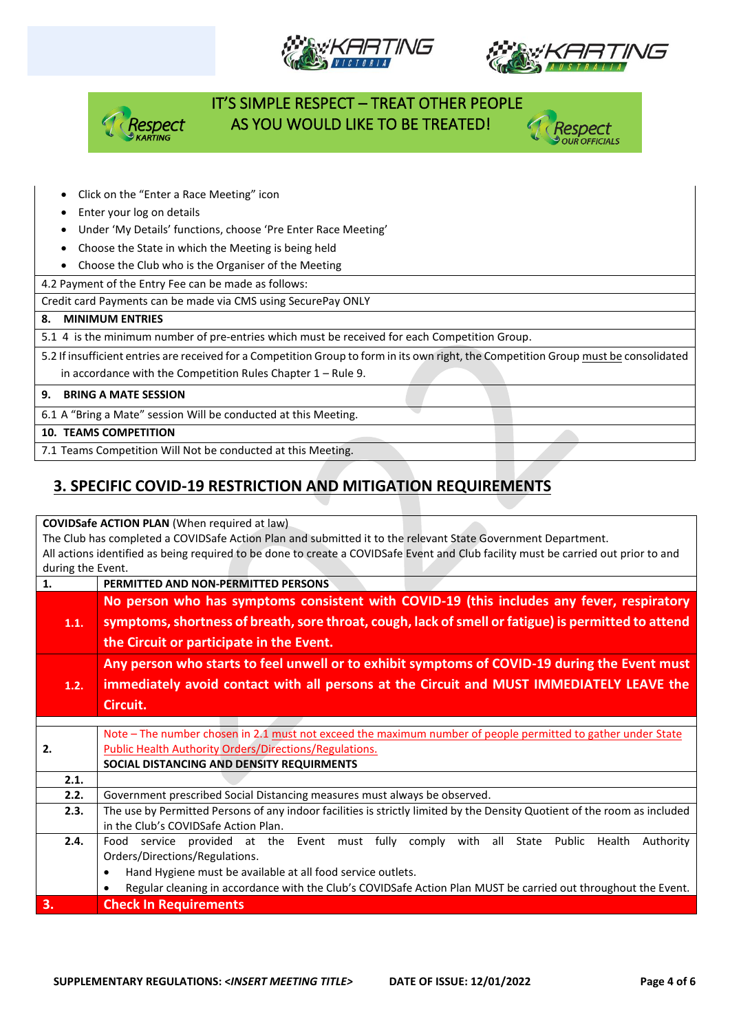IT'S SIMPLE RESPECT – TREAT OTHER PEOPLE AS YOU WOULD LIKE TO BE TREATED!

- Click on the "Enter a Race Meeting" icon
- Enter your log on details
- Under 'My Details' functions, choose 'Pre Enter Race Meeting'
- Choose the State in which the Meeting is being held
- Choose the Club who is the Organiser of the Meeting

| |
|---|
| 4.2 Payment of the Entry Fee can be made as follows: |
| Credit card Payments can be made via CMS using SecurePay ONLY |
| **8. MINIMUM ENTRIES** |
| 5.1 4 is the minimum number of pre-entries which must be received for each Competition Group. |
| 5.2 If insufficient entries are received for a Competition Group to form in its own right, the Competition Group must be consolidated in accordance with the Competition Rules Chapter 1 – Rule 9. |
| **9. BRING A MATE SESSION** |
| 6.1 A "Bring a Mate" session Will be conducted at this Meeting. |
| **10. TEAMS COMPETITION** |
| 7.1 Teams Competition Will Not be conducted at this Meeting. |

## 3. SPECIFIC COVID-19 RESTRICTION AND MITIGATION REQUIREMENTS

**COVIDSafe ACTION PLAN** (When required at law)
The Club has completed a COVIDSafe Action Plan and submitted it to the relevant State Government Department.
All actions identified as being required to be done to create a COVIDSafe Event and Club facility must be carried out prior to and during the Event.

| | |
|---|---|
| **1.** | **PERMITTED AND NON-PERMITTED PERSONS** |
| **1.1.** | **No person who has symptoms consistent with COVID-19 (this includes any fever, respiratory symptoms, shortness of breath, sore throat, cough, lack of smell or fatigue) is permitted to attend the Circuit or participate in the Event.** |
| **1.2.** | **Any person who starts to feel unwell or to exhibit symptoms of COVID-19 during the Event must immediately avoid contact with all persons at the Circuit and MUST IMMEDIATELY LEAVE the Circuit.** |
| | |
| **2.** | Note – The number chosen in 2.1 must not exceed the maximum number of people permitted to gather under State Public Health Authority Orders/Directions/Regulations.<br>**SOCIAL DISTANCING AND DENSITY REQUIRMENTS** |
| **2.1.** | |
| **2.2.** | Government prescribed Social Distancing measures must always be observed. |
| **2.3.** | The use by Permitted Persons of any indoor facilities is strictly limited by the Density Quotient of the room as included in the Club's COVIDSafe Action Plan. |
| **2.4.** | Food service provided at the Event must fully comply with all State Public Health Authority Orders/Directions/Regulations.<br>• Hand Hygiene must be available at all food service outlets.<br>• Regular cleaning in accordance with the Club's COVIDSafe Action Plan MUST be carried out throughout the Event. |
| **3.** | **Check In Requirements** |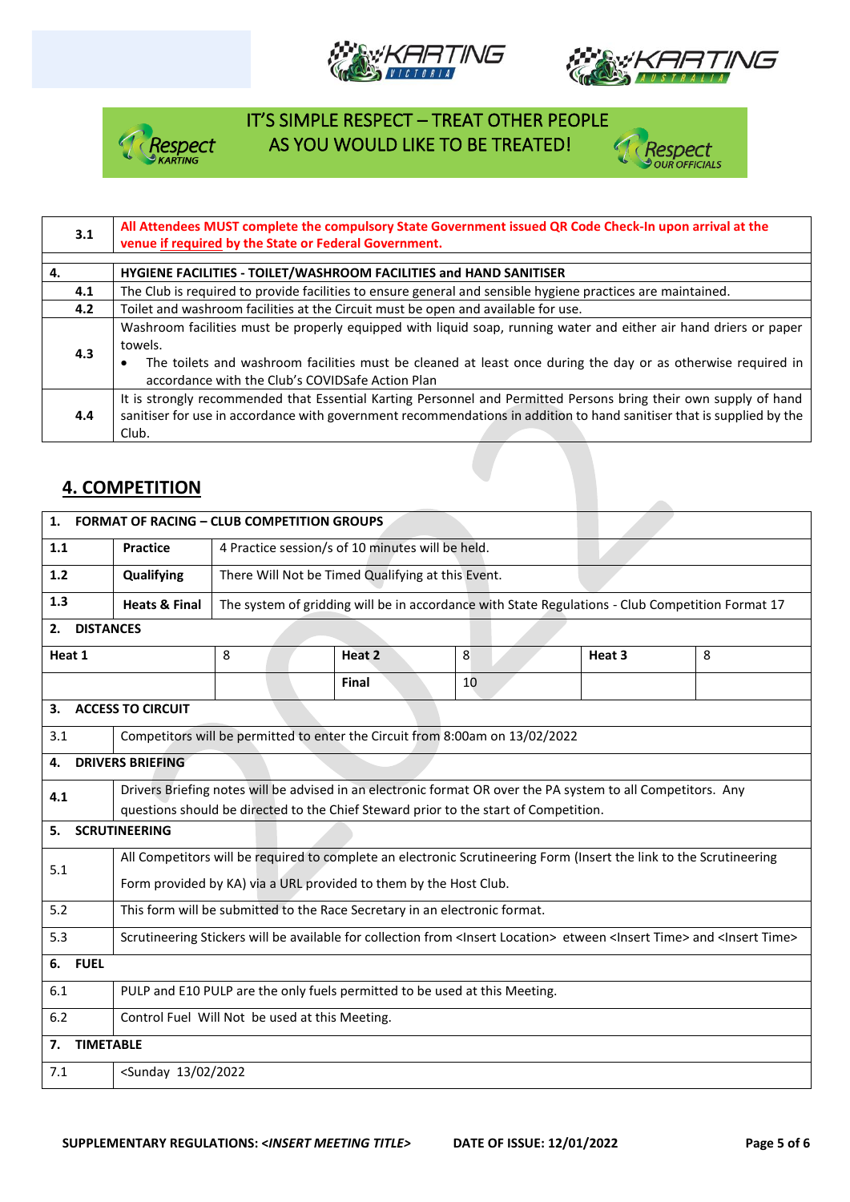IT'S SIMPLE RESPECT – TREAT OTHER PEOPLE AS YOU WOULD LIKE TO BE TREATED!

| 3.1 | **All Attendees MUST complete the compulsory State Government issued QR Code Check-In upon arrival at the venue if required by the State or Federal Government.** |
|---|---|

| **4.** | **HYGIENE FACILITIES - TOILET/WASHROOM FACILITIES and HAND SANITISER** |
|---|---|
| **4.1** | The Club is required to provide facilities to ensure general and sensible hygiene practices are maintained. |
| **4.2** | Toilet and washroom facilities at the Circuit must be open and available for use. |
| **4.3** | Washroom facilities must be properly equipped with liquid soap, running water and either air hand driers or paper towels. • The toilets and washroom facilities must be cleaned at least once during the day or as otherwise required in accordance with the Club's COVIDSafe Action Plan |
| **4.4** | It is strongly recommended that Essential Karting Personnel and Permitted Persons bring their own supply of hand sanitiser for use in accordance with government recommendations in addition to hand sanitiser that is supplied by the Club. |

## 4. COMPETITION

| **1. FORMAT OF RACING – CLUB COMPETITION GROUPS** | | | | | |
|---|---|---|---|---|---|
| **1.1** | **Practice** | 4 Practice session/s of 10 minutes will be held. | | | |
| **1.2** | **Qualifying** | There Will Not be Timed Qualifying at this Event. | | | |
| **1.3** | **Heats & Final** | The system of gridding will be in accordance with State Regulations - Club Competition Format 17 | | | |
| **2. DISTANCES** | | | | | |
| **Heat 1** | 8 | **Heat 2** | 8 | **Heat 3** | 8 |
| | | **Final** | 10 | | |
| **3. ACCESS TO CIRCUIT** | | | | | |
| 3.1 | Competitors will be permitted to enter the Circuit from 8:00am on 13/02/2022 | | | | |
| **4. DRIVERS BRIEFING** | | | | | |
| 4.1 | Drivers Briefing notes will be advised in an electronic format OR over the PA system to all Competitors. Any questions should be directed to the Chief Steward prior to the start of Competition. | | | | |
| **5. SCRUTINEERING** | | | | | |
| 5.1 | All Competitors will be required to complete an electronic Scrutineering Form (Insert the link to the Scrutineering Form provided by KA) via a URL provided to them by the Host Club. | | | | |
| 5.2 | This form will be submitted to the Race Secretary in an electronic format. | | | | |
| 5.3 | Scrutineering Stickers will be available for collection from <Insert Location> etween <Insert Time> and <Insert Time> | | | | |
| **6. FUEL** | | | | | |
| 6.1 | PULP and E10 PULP are the only fuels permitted to be used at this Meeting. | | | | |
| 6.2 | Control Fuel Will Not be used at this Meeting. | | | | |
| **7. TIMETABLE** | | | | | |
| 7.1 | <Sunday 13/02/2022 | | | | |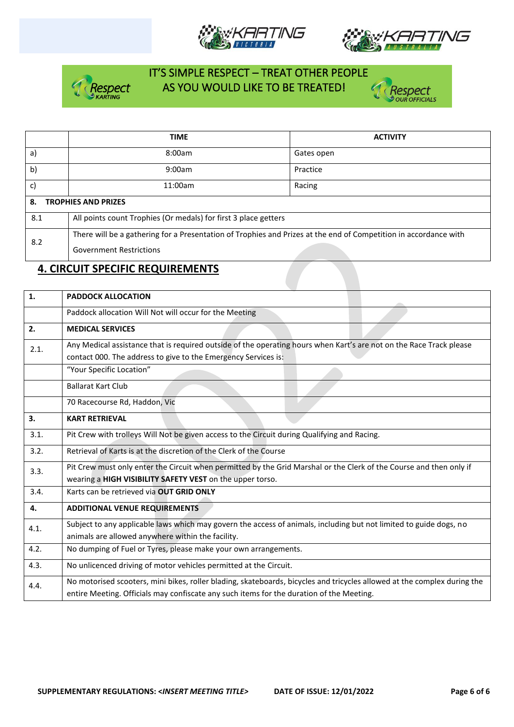IT'S SIMPLE RESPECT – TREAT OTHER PEOPLE AS YOU WOULD LIKE TO BE TREATED!

| | TIME | ACTIVITY |
|---|---|---|
| a) | 8:00am | Gates open |
| b) | 9:00am | Practice |
| c) | 11:00am | Racing |
| **8.** | **TROPHIES AND PRIZES** | |
| 8.1 | All points count Trophies (Or medals) for first 3 place getters | |
| 8.2 | There will be a gathering for a Presentation of Trophies and Prizes at the end of Competition in accordance with Government Restrictions | |

## 4. CIRCUIT SPECIFIC REQUIREMENTS

| | |
|---|---|
| **1.** | **PADDOCK ALLOCATION** |
| | Paddock allocation Will Not will occur for the Meeting |
| **2.** | **MEDICAL SERVICES** |
| 2.1. | Any Medical assistance that is required outside of the operating hours when Kart's are not on the Race Track please contact 000. The address to give to the Emergency Services is: |
| | "Your Specific Location" |
| | Ballarat Kart Club |
| | 70 Racecourse Rd, Haddon, Vic |
| **3.** | **KART RETRIEVAL** |
| 3.1. | Pit Crew with trolleys Will Not be given access to the Circuit during Qualifying and Racing. |
| 3.2. | Retrieval of Karts is at the discretion of the Clerk of the Course |
| 3.3. | Pit Crew must only enter the Circuit when permitted by the Grid Marshal or the Clerk of the Course and then only if wearing a **HIGH VISIBILITY SAFETY VEST** on the upper torso. |
| 3.4. | Karts can be retrieved via **OUT GRID ONLY** |
| **4.** | **ADDITIONAL VENUE REQUIREMENTS** |
| 4.1. | Subject to any applicable laws which may govern the access of animals, including but not limited to guide dogs, no animals are allowed anywhere within the facility. |
| 4.2. | No dumping of Fuel or Tyres, please make your own arrangements. |
| 4.3. | No unlicenced driving of motor vehicles permitted at the Circuit. |
| 4.4. | No motorised scooters, mini bikes, roller blading, skateboards, bicycles and tricycles allowed at the complex during the entire Meeting. Officials may confiscate any such items for the duration of the Meeting. |